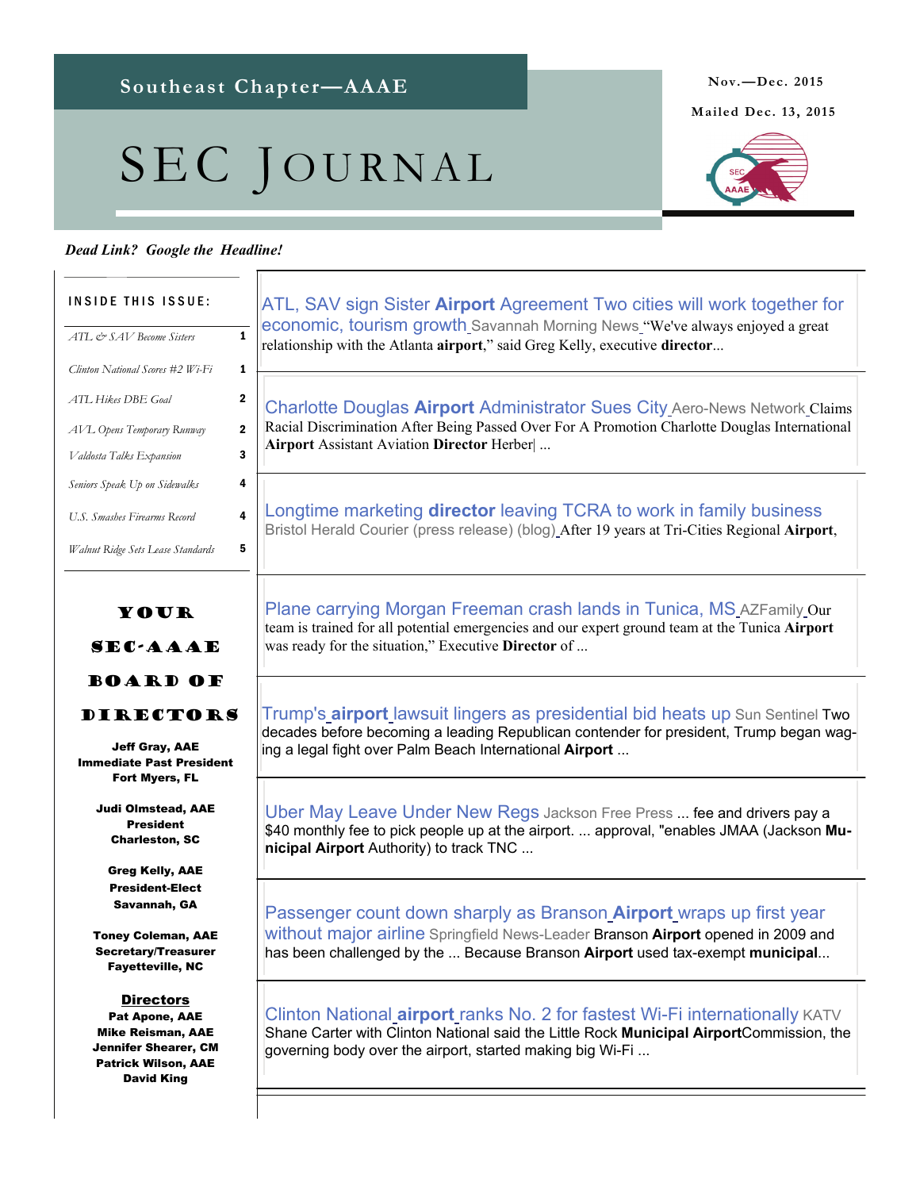Southeast Chapter—AAAE

# SEC Journal

Nov.—Dec. 2015

Mailed Dec. 13, 2015

***Dead Link? Google the Headline!***

**INSIDE THIS ISSUE:**

| | |
|---|---|
| *ATL & SAV Become Sisters* | 1 |
| *Clinton National Scores #2 Wi-Fi* | 1 |
| *ATL Hikes DBE Goal* | 2 |
| *AVL Opens Temporary Runway* | 2 |
| *Valdosta Talks Expansion* | 3 |
| *Seniors Speak Up on Sidewalks* | 4 |
| *U.S. Smashes Firearms Record* | 4 |
| *Walnut Ridge Sets Lease Standards* | 5 |

## Your SEC-AAAE Board of Directors

**Jeff Gray, AAE**
**Immediate Past President**
**Fort Myers, FL**

**Judi Olmstead, AAE**
**President**
**Charleston, SC**

**Greg Kelly, AAE**
**President-Elect**
**Savannah, GA**

**Toney Coleman, AAE**
**Secretary/Treasurer**
**Fayetteville, NC**

**Directors**
**Pat Apone, AAE**
**Mike Reisman, AAE**
**Jennifer Shearer, CM**
**Patrick Wilson, AAE**
**David King**

ATL, SAV sign Sister **Airport** Agreement Two cities will work together for economic, tourism growth Savannah Morning News "We've always enjoyed a great relationship with the Atlanta **airport**," said Greg Kelly, executive **director**...

Charlotte Douglas **Airport** Administrator Sues City Aero-News Network Claims Racial Discrimination After Being Passed Over For A Promotion Charlotte Douglas International **Airport** Assistant Aviation **Director** Herber| ...

Longtime marketing **director** leaving TCRA to work in family business Bristol Herald Courier (press release) (blog) After 19 years at Tri-Cities Regional **Airport**,

Plane carrying Morgan Freeman crash lands in Tunica, MS AZFamily Our team is trained for all potential emergencies and our expert ground team at the Tunica **Airport** was ready for the situation," Executive **Director** of ...

Trump's **airport** lawsuit lingers as presidential bid heats up Sun Sentinel Two decades before becoming a leading Republican contender for president, Trump began waging a legal fight over Palm Beach International **Airport** ...

Uber May Leave Under New Regs Jackson Free Press ... fee and drivers pay a $40 monthly fee to pick people up at the airport. ... approval, "enables JMAA (Jackson **Municipal Airport** Authority) to track TNC ...

Passenger count down sharply as Branson **Airport** wraps up first year without major airline Springfield News-Leader Branson **Airport** opened in 2009 and has been challenged by the ... Because Branson **Airport** used tax-exempt **municipal**...

Clinton National **airport** ranks No. 2 for fastest Wi-Fi internationally KATV Shane Carter with Clinton National said the Little Rock **Municipal Airport**Commission, the governing body over the airport, started making big Wi-Fi ...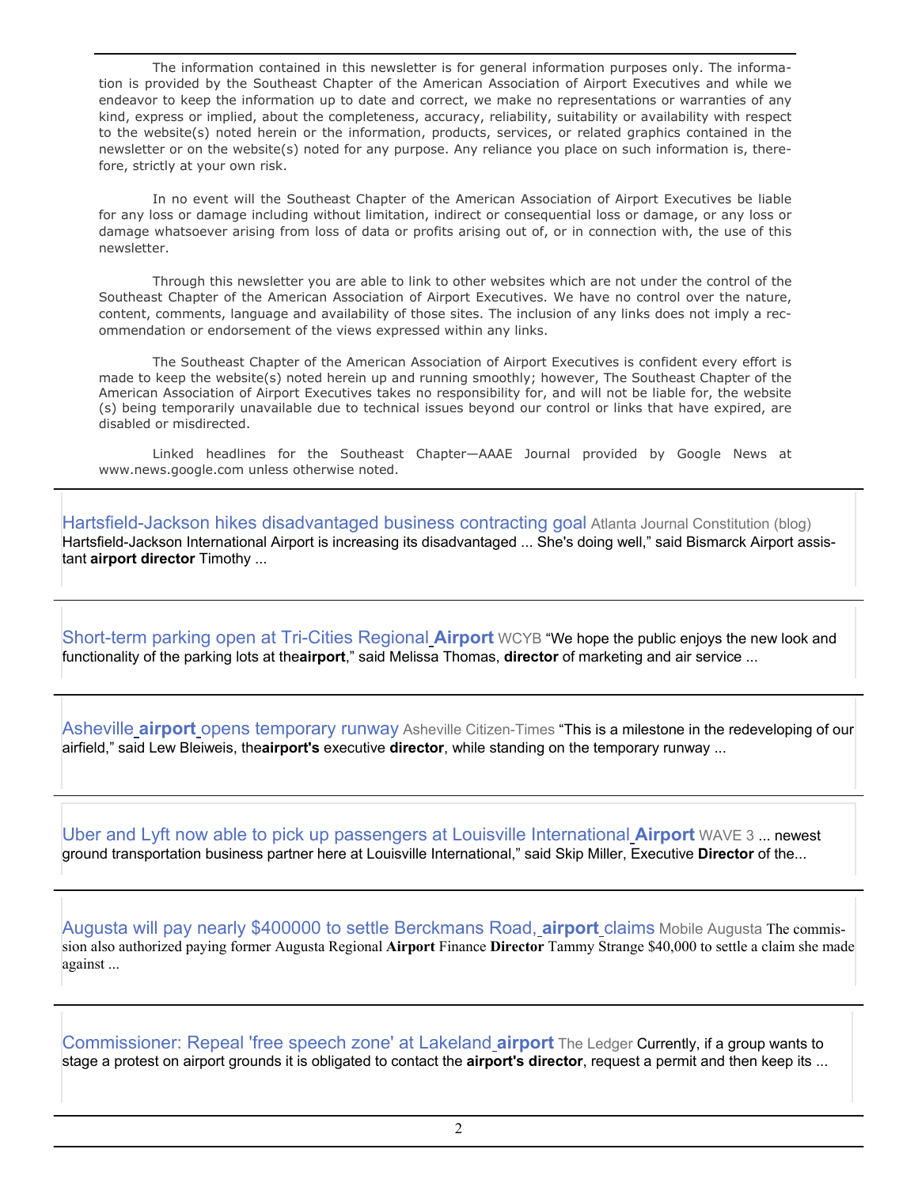The information contained in this newsletter is for general information purposes only. The information is provided by the Southeast Chapter of the American Association of Airport Executives and while we endeavor to keep the information up to date and correct, we make no representations or warranties of any kind, express or implied, about the completeness, accuracy, reliability, suitability or availability with respect to the website(s) noted herein or the information, products, services, or related graphics contained in the newsletter or on the website(s) noted for any purpose. Any reliance you place on such information is, therefore, strictly at your own risk.

In no event will the Southeast Chapter of the American Association of Airport Executives be liable for any loss or damage including without limitation, indirect or consequential loss or damage, or any loss or damage whatsoever arising from loss of data or profits arising out of, or in connection with, the use of this newsletter.

Through this newsletter you are able to link to other websites which are not under the control of the Southeast Chapter of the American Association of Airport Executives. We have no control over the nature, content, comments, language and availability of those sites. The inclusion of any links does not imply a recommendation or endorsement of the views expressed within any links.

The Southeast Chapter of the American Association of Airport Executives is confident every effort is made to keep the website(s) noted herein up and running smoothly; however, The Southeast Chapter of the American Association of Airport Executives takes no responsibility for, and will not be liable for, the website (s) being temporarily unavailable due to technical issues beyond our control or links that have expired, are disabled or misdirected.

Linked headlines for the Southeast Chapter—AAAE Journal provided by Google News at www.news.google.com unless otherwise noted.

---

Hartsfield-Jackson hikes disadvantaged business contracting goal Atlanta Journal Constitution (blog)
Hartsfield-Jackson International Airport is increasing its disadvantaged ... She's doing well," said Bismarck Airport assistant **airport director** Timothy ...

---

Short-term parking open at Tri-Cities Regional **Airport** WCYB "We hope the public enjoys the new look and functionality of the parking lots at the**airport**," said Melissa Thomas, **director** of marketing and air service ...

---

Asheville **airport** opens temporary runway Asheville Citizen-Times "This is a milestone in the redeveloping of our airfield," said Lew Bleiweis, the**airport's** executive **director**, while standing on the temporary runway ...

---

Uber and Lyft now able to pick up passengers at Louisville International **Airport** WAVE 3 ... newest ground transportation business partner here at Louisville International," said Skip Miller, Executive **Director** of the...

---

Augusta will pay nearly $400000 to settle Berckmans Road, **airport** claims Mobile Augusta The commission also authorized paying former Augusta Regional **Airport** Finance **Director** Tammy Strange $40,000 to settle a claim she made against ...

---

Commissioner: Repeal 'free speech zone' at Lakeland **airport** The Ledger Currently, if a group wants to stage a protest on airport grounds it is obligated to contact the **airport's director**, request a permit and then keep its ...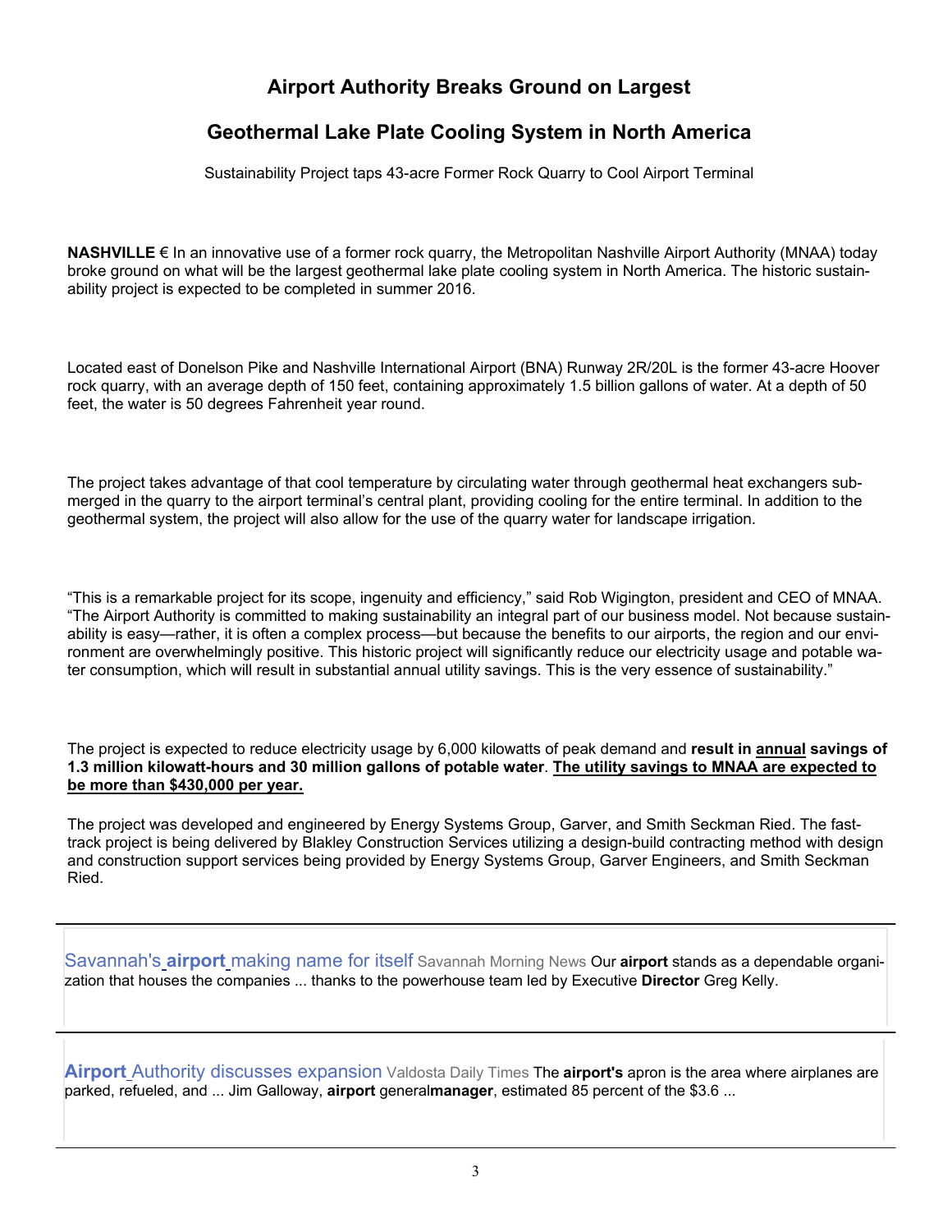## Airport Authority Breaks Ground on Largest

## Geothermal Lake Plate Cooling System in North America

Sustainability Project taps 43-acre Former Rock Quarry to Cool Airport Terminal

**NASHVILLE** € In an innovative use of a former rock quarry, the Metropolitan Nashville Airport Authority (MNAA) today broke ground on what will be the largest geothermal lake plate cooling system in North America. The historic sustainability project is expected to be completed in summer 2016.

Located east of Donelson Pike and Nashville International Airport (BNA) Runway 2R/20L is the former 43-acre Hoover rock quarry, with an average depth of 150 feet, containing approximately 1.5 billion gallons of water. At a depth of 50 feet, the water is 50 degrees Fahrenheit year round.

The project takes advantage of that cool temperature by circulating water through geothermal heat exchangers submerged in the quarry to the airport terminal's central plant, providing cooling for the entire terminal. In addition to the geothermal system, the project will also allow for the use of the quarry water for landscape irrigation.

"This is a remarkable project for its scope, ingenuity and efficiency," said Rob Wigington, president and CEO of MNAA. "The Airport Authority is committed to making sustainability an integral part of our business model. Not because sustainability is easy—rather, it is often a complex process—but because the benefits to our airports, the region and our environment are overwhelmingly positive. This historic project will significantly reduce our electricity usage and potable water consumption, which will result in substantial annual utility savings. This is the very essence of sustainability."

The project is expected to reduce electricity usage by 6,000 kilowatts of peak demand and **result in annual savings of 1.3 million kilowatt-hours and 30 million gallons of potable water**. **The utility savings to MNAA are expected to be more than $430,000 per year.**

The project was developed and engineered by Energy Systems Group, Garver, and Smith Seckman Ried. The fast-track project is being delivered by Blakley Construction Services utilizing a design-build contracting method with design and construction support services being provided by Energy Systems Group, Garver Engineers, and Smith Seckman Ried.

---

Savannah's **airport** making name for itself Savannah Morning News Our **airport** stands as a dependable organization that houses the companies ... thanks to the powerhouse team led by Executive **Director** Greg Kelly.

---

**Airport** Authority discusses expansion Valdosta Daily Times The **airport's** apron is the area where airplanes are parked, refueled, and ... Jim Galloway, **airport** general**manager**, estimated 85 percent of the $3.6 ...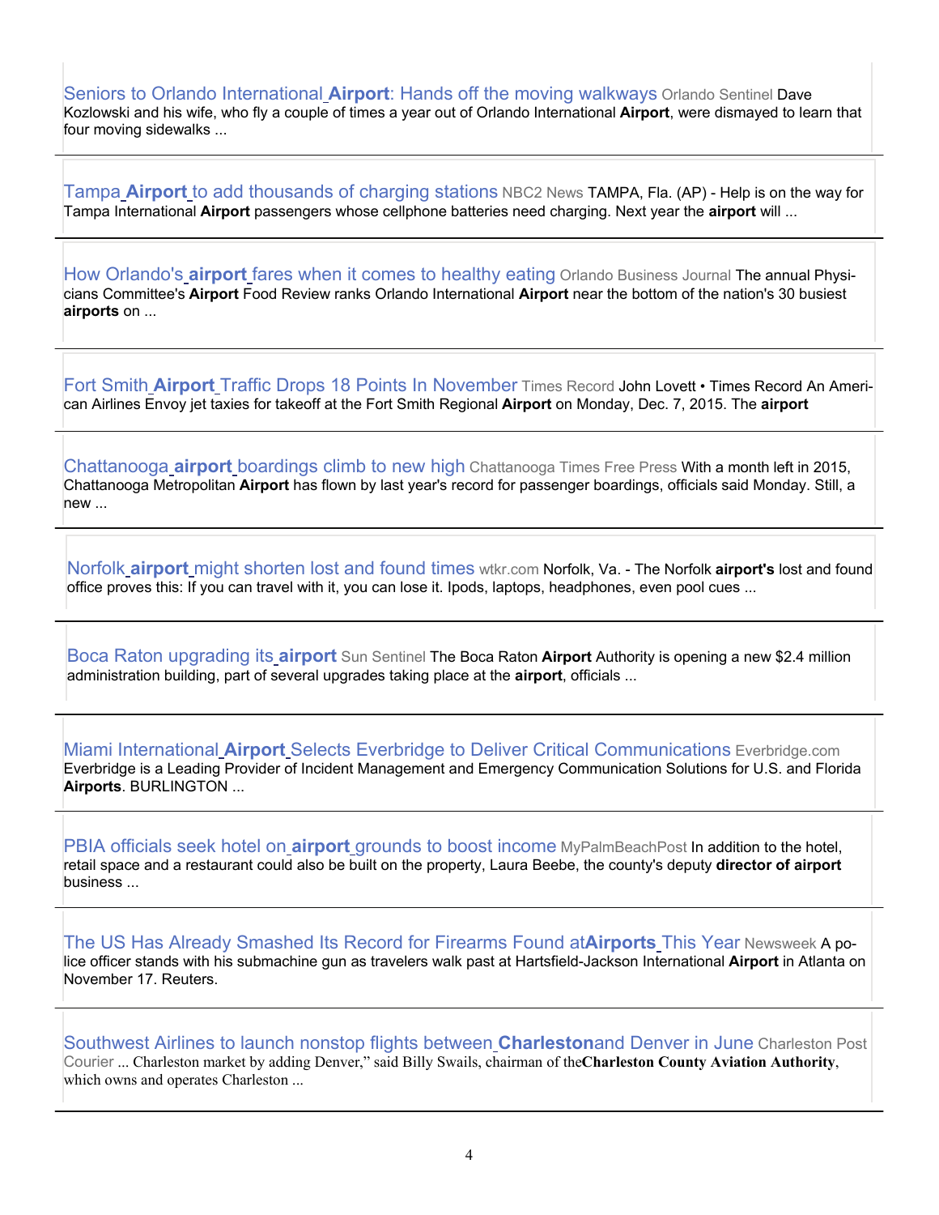Seniors to Orlando International **Airport**: Hands off the moving walkways Orlando Sentinel Dave Kozlowski and his wife, who fly a couple of times a year out of Orlando International **Airport**, were dismayed to learn that four moving sidewalks ...

---

Tampa **Airport** to add thousands of charging stations NBC2 News TAMPA, Fla. (AP) - Help is on the way for Tampa International **Airport** passengers whose cellphone batteries need charging. Next year the **airport** will ...

---

How Orlando's **airport** fares when it comes to healthy eating Orlando Business Journal The annual Physicians Committee's **Airport** Food Review ranks Orlando International **Airport** near the bottom of the nation's 30 busiest **airports** on ...

---

Fort Smith **Airport** Traffic Drops 18 Points In November Times Record John Lovett • Times Record An American Airlines Envoy jet taxies for takeoff at the Fort Smith Regional **Airport** on Monday, Dec. 7, 2015. The **airport**

---

Chattanooga **airport** boardings climb to new high Chattanooga Times Free Press With a month left in 2015, Chattanooga Metropolitan **Airport** has flown by last year's record for passenger boardings, officials said Monday. Still, a new ...

---

Norfolk **airport** might shorten lost and found times wtkr.com Norfolk, Va. - The Norfolk **airport's** lost and found office proves this: If you can travel with it, you can lose it. Ipods, laptops, headphones, even pool cues ...

---

Boca Raton upgrading its **airport** Sun Sentinel The Boca Raton **Airport** Authority is opening a new $2.4 million administration building, part of several upgrades taking place at the **airport**, officials ...

---

Miami International **Airport** Selects Everbridge to Deliver Critical Communications Everbridge.com Everbridge is a Leading Provider of Incident Management and Emergency Communication Solutions for U.S. and Florida **Airports**. BURLINGTON ...

---

PBIA officials seek hotel on **airport** grounds to boost income MyPalmBeachPost In addition to the hotel, retail space and a restaurant could also be built on the property, Laura Beebe, the county's deputy **director of airport** business ...

---

The US Has Already Smashed Its Record for Firearms Found at**Airports** This Year Newsweek A police officer stands with his submachine gun as travelers walk past at Hartsfield-Jackson International **Airport** in Atlanta on November 17. Reuters.

---

Southwest Airlines to launch nonstop flights between **Charleston**and Denver in June Charleston Post Courier ... Charleston market by adding Denver," said Billy Swails, chairman of the**Charleston County Aviation Authority**, which owns and operates Charleston ...

---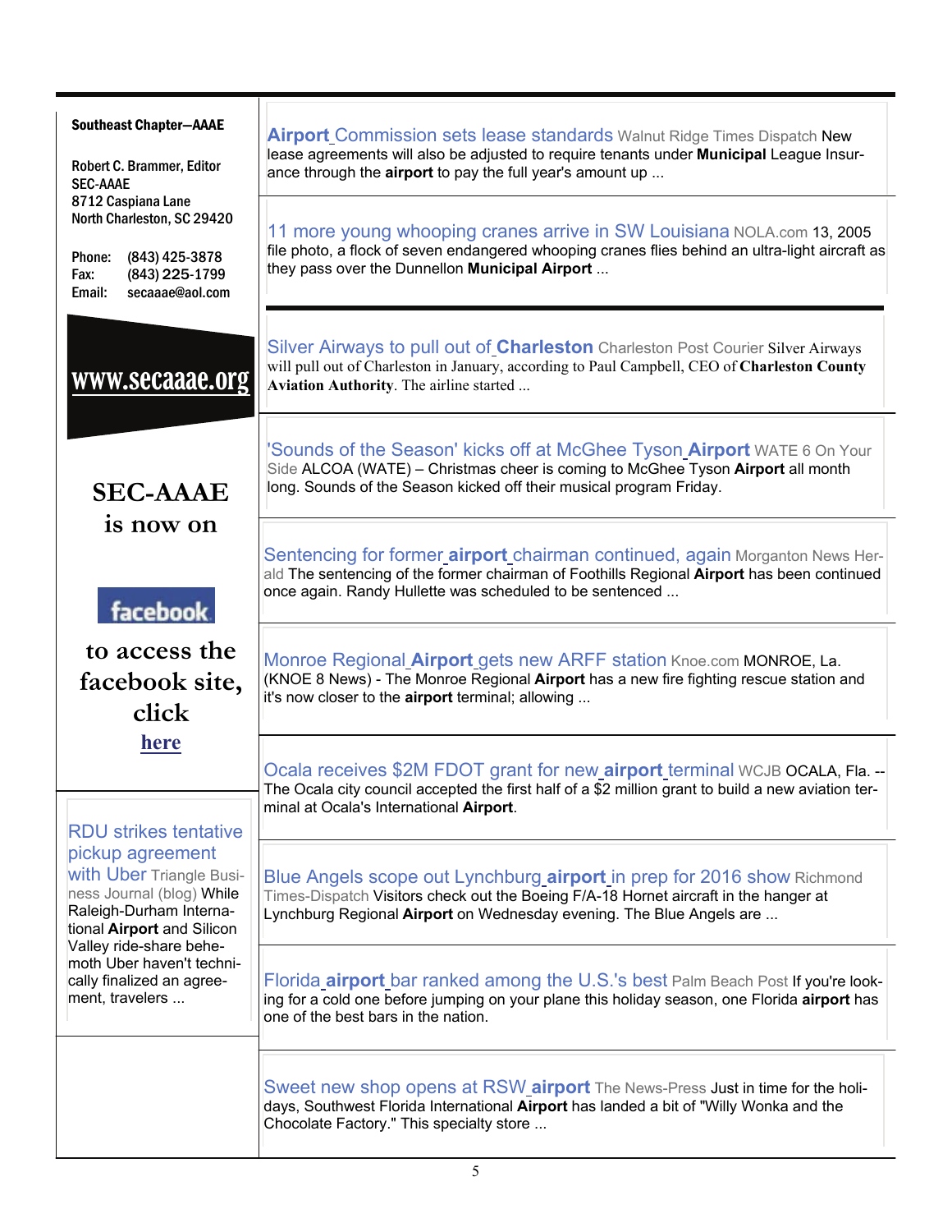**Southeast Chapter—AAAE**

Robert C. Brammer, Editor
SEC-AAAE
8712 Caspiana Lane
North Charleston, SC 29420

Phone: (843) 425-3878
Fax: (843) 225-1799
Email: secaaae@aol.com

**www.secaaae.org**

**SEC-AAAE is now on**

**facebook**

**to access the facebook site, click here**

RDU strikes tentative pickup agreement with Uber Triangle Business Journal (blog) While Raleigh-Durham International **Airport** and Silicon Valley ride-share behemoth Uber haven't technically finalized an agreement, travelers ...

**Airport** Commission sets lease standards Walnut Ridge Times Dispatch New lease agreements will also be adjusted to require tenants under **Municipal** League Insurance through the **airport** to pay the full year's amount up ...

11 more young whooping cranes arrive in SW Louisiana NOLA.com 13, 2005 file photo, a flock of seven endangered whooping cranes flies behind an ultra-light aircraft as they pass over the Dunnellon **Municipal Airport** ...

Silver Airways to pull out of **Charleston** Charleston Post Courier Silver Airways will pull out of Charleston in January, according to Paul Campbell, CEO of **Charleston County Aviation Authority**. The airline started ...

'Sounds of the Season' kicks off at McGhee Tyson **Airport** WATE 6 On Your Side ALCOA (WATE) – Christmas cheer is coming to McGhee Tyson **Airport** all month long. Sounds of the Season kicked off their musical program Friday.

Sentencing for former **airport** chairman continued, again Morganton News Herald The sentencing of the former chairman of Foothills Regional **Airport** has been continued once again. Randy Hullette was scheduled to be sentenced ...

Monroe Regional **Airport** gets new ARFF station Knoe.com MONROE, La. (KNOE 8 News) - The Monroe Regional **Airport** has a new fire fighting rescue station and it's now closer to the **airport** terminal; allowing ...

Ocala receives $2M FDOT grant for new **airport** terminal WCJB OCALA, Fla. -- The Ocala city council accepted the first half of a $2 million grant to build a new aviation terminal at Ocala's International **Airport**.

Blue Angels scope out Lynchburg **airport** in prep for 2016 show Richmond Times-Dispatch Visitors check out the Boeing F/A-18 Hornet aircraft in the hanger at Lynchburg Regional **Airport** on Wednesday evening. The Blue Angels are ...

Florida **airport** bar ranked among the U.S.'s best Palm Beach Post If you're looking for a cold one before jumping on your plane this holiday season, one Florida **airport** has one of the best bars in the nation.

Sweet new shop opens at RSW **airport** The News-Press Just in time for the holidays, Southwest Florida International **Airport** has landed a bit of "Willy Wonka and the Chocolate Factory." This specialty store ...